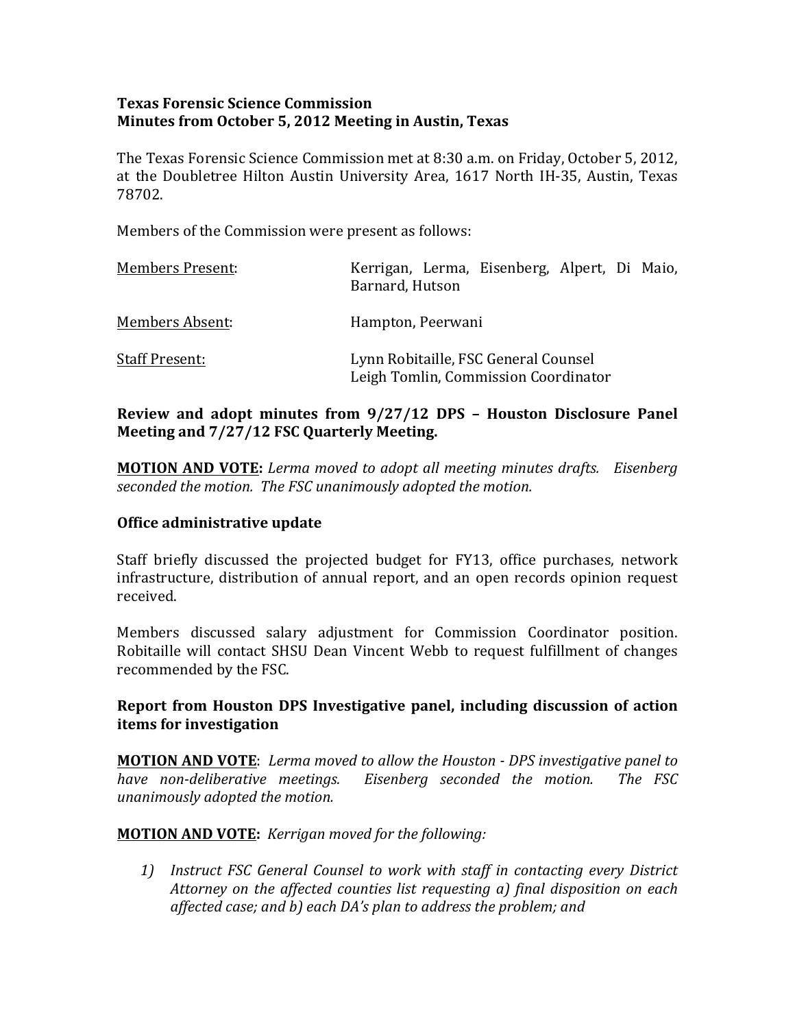**Texas Forensic Science Commission**
**Minutes from October 5, 2012 Meeting in Austin, Texas**

The Texas Forensic Science Commission met at 8:30 a.m. on Friday, October 5, 2012, at the Doubletree Hilton Austin University Area, 1617 North IH-35, Austin, Texas 78702.

Members of the Commission were present as follows:

| | |
|---|---|
| <u>Members Present</u>: | Kerrigan, Lerma, Eisenberg, Alpert, Di Maio, Barnard, Hutson |
| <u>Members Absent</u>: | Hampton, Peerwani |
| <u>Staff Present:</u> | Lynn Robitaille, FSC General Counsel<br>Leigh Tomlin, Commission Coordinator |

**Review and adopt minutes from 9/27/12 DPS – Houston Disclosure Panel Meeting and 7/27/12 FSC Quarterly Meeting.**

**<u>MOTION AND VOTE</u>:** *Lerma moved to adopt all meeting minutes drafts. Eisenberg seconded the motion. The FSC unanimously adopted the motion.*

**Office administrative update**

Staff briefly discussed the projected budget for FY13, office purchases, network infrastructure, distribution of annual report, and an open records opinion request received.

Members discussed salary adjustment for Commission Coordinator position. Robitaille will contact SHSU Dean Vincent Webb to request fulfillment of changes recommended by the FSC.

**Report from Houston DPS Investigative panel, including discussion of action items for investigation**

**<u>MOTION AND VOTE</u>**: *Lerma moved to allow the Houston - DPS investigative panel to have non-deliberative meetings. Eisenberg seconded the motion. The FSC unanimously adopted the motion.*

**<u>MOTION AND VOTE</u>:** *Kerrigan moved for the following:*

1) *Instruct FSC General Counsel to work with staff in contacting every District Attorney on the affected counties list requesting a) final disposition on each affected case; and b) each DA's plan to address the problem; and*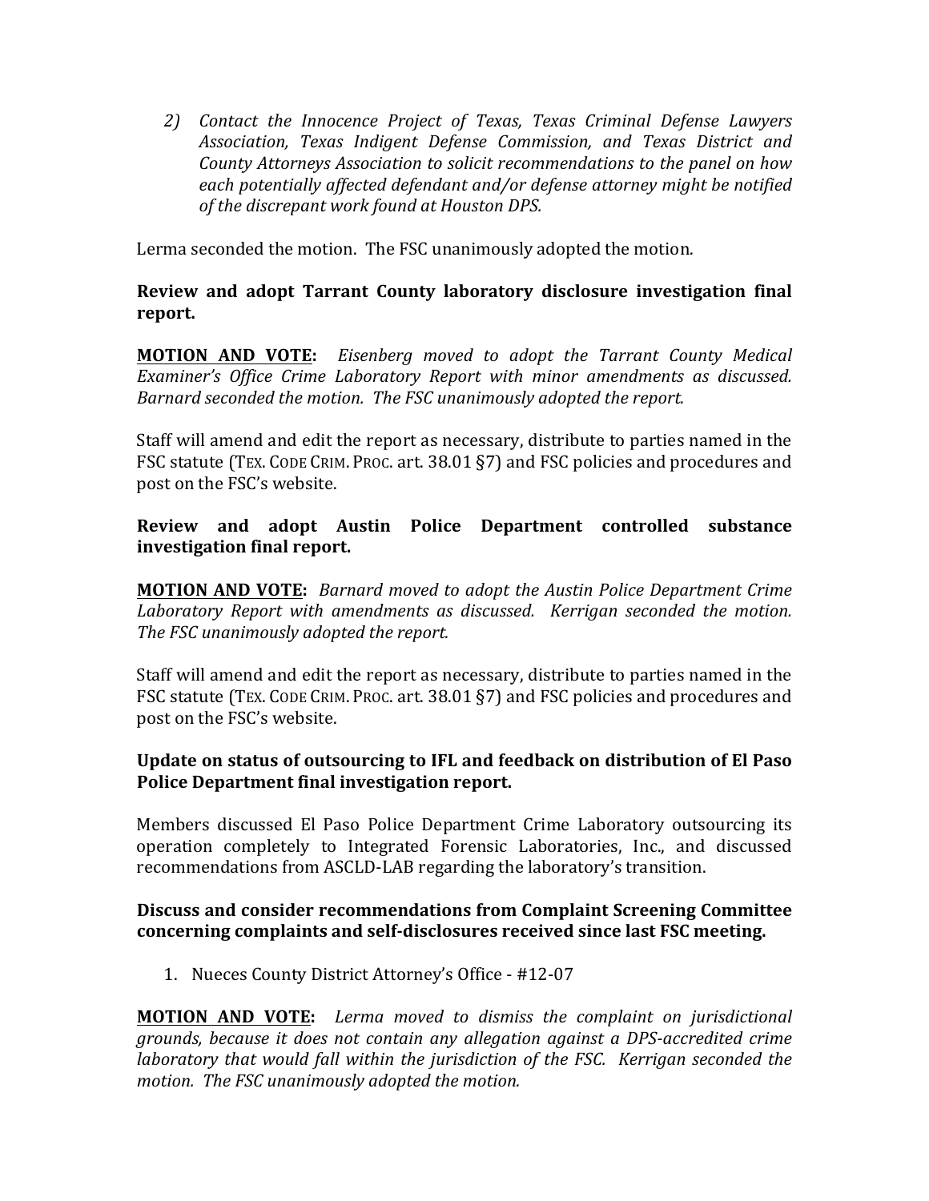2) *Contact the Innocence Project of Texas, Texas Criminal Defense Lawyers Association, Texas Indigent Defense Commission, and Texas District and County Attorneys Association to solicit recommendations to the panel on how each potentially affected defendant and/or defense attorney might be notified of the discrepant work found at Houston DPS.*

Lerma seconded the motion. The FSC unanimously adopted the motion.

**Review and adopt Tarrant County laboratory disclosure investigation final report.**

**MOTION AND VOTE:** *Eisenberg moved to adopt the Tarrant County Medical Examiner's Office Crime Laboratory Report with minor amendments as discussed. Barnard seconded the motion. The FSC unanimously adopted the report.*

Staff will amend and edit the report as necessary, distribute to parties named in the FSC statute (TEX. CODE CRIM. PROC. art. 38.01 §7) and FSC policies and procedures and post on the FSC's website.

**Review and adopt Austin Police Department controlled substance investigation final report.**

**MOTION AND VOTE:** *Barnard moved to adopt the Austin Police Department Crime Laboratory Report with amendments as discussed. Kerrigan seconded the motion. The FSC unanimously adopted the report.*

Staff will amend and edit the report as necessary, distribute to parties named in the FSC statute (TEX. CODE CRIM. PROC. art. 38.01 §7) and FSC policies and procedures and post on the FSC's website.

**Update on status of outsourcing to IFL and feedback on distribution of El Paso Police Department final investigation report.**

Members discussed El Paso Police Department Crime Laboratory outsourcing its operation completely to Integrated Forensic Laboratories, Inc., and discussed recommendations from ASCLD-LAB regarding the laboratory's transition.

**Discuss and consider recommendations from Complaint Screening Committee concerning complaints and self-disclosures received since last FSC meeting.**

1. Nueces County District Attorney's Office - #12-07

**MOTION AND VOTE:** *Lerma moved to dismiss the complaint on jurisdictional grounds, because it does not contain any allegation against a DPS-accredited crime laboratory that would fall within the jurisdiction of the FSC. Kerrigan seconded the motion. The FSC unanimously adopted the motion.*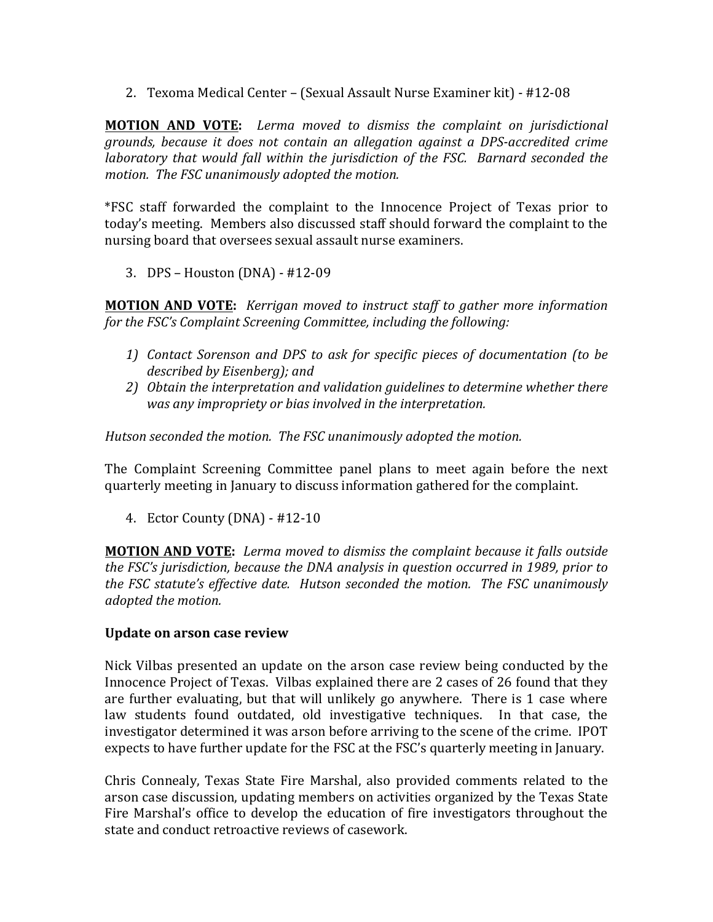2. Texoma Medical Center – (Sexual Assault Nurse Examiner kit) - #12-08

**MOTION AND VOTE:** *Lerma moved to dismiss the complaint on jurisdictional grounds, because it does not contain an allegation against a DPS-accredited crime laboratory that would fall within the jurisdiction of the FSC. Barnard seconded the motion. The FSC unanimously adopted the motion.*

*FSC staff forwarded the complaint to the Innocence Project of Texas prior to today's meeting. Members also discussed staff should forward the complaint to the nursing board that oversees sexual assault nurse examiners.

3. DPS – Houston (DNA) - #12-09

**MOTION AND VOTE:** *Kerrigan moved to instruct staff to gather more information for the FSC's Complaint Screening Committee, including the following:*

1) *Contact Sorenson and DPS to ask for specific pieces of documentation (to be described by Eisenberg); and*
2) *Obtain the interpretation and validation guidelines to determine whether there was any impropriety or bias involved in the interpretation.*

*Hutson seconded the motion. The FSC unanimously adopted the motion.*

The Complaint Screening Committee panel plans to meet again before the next quarterly meeting in January to discuss information gathered for the complaint.

4. Ector County (DNA) - #12-10

**MOTION AND VOTE:** *Lerma moved to dismiss the complaint because it falls outside the FSC's jurisdiction, because the DNA analysis in question occurred in 1989, prior to the FSC statute's effective date. Hutson seconded the motion. The FSC unanimously adopted the motion.*

**Update on arson case review**

Nick Vilbas presented an update on the arson case review being conducted by the Innocence Project of Texas. Vilbas explained there are 2 cases of 26 found that they are further evaluating, but that will unlikely go anywhere. There is 1 case where law students found outdated, old investigative techniques. In that case, the investigator determined it was arson before arriving to the scene of the crime. IPOT expects to have further update for the FSC at the FSC's quarterly meeting in January.

Chris Connealy, Texas State Fire Marshal, also provided comments related to the arson case discussion, updating members on activities organized by the Texas State Fire Marshal's office to develop the education of fire investigators throughout the state and conduct retroactive reviews of casework.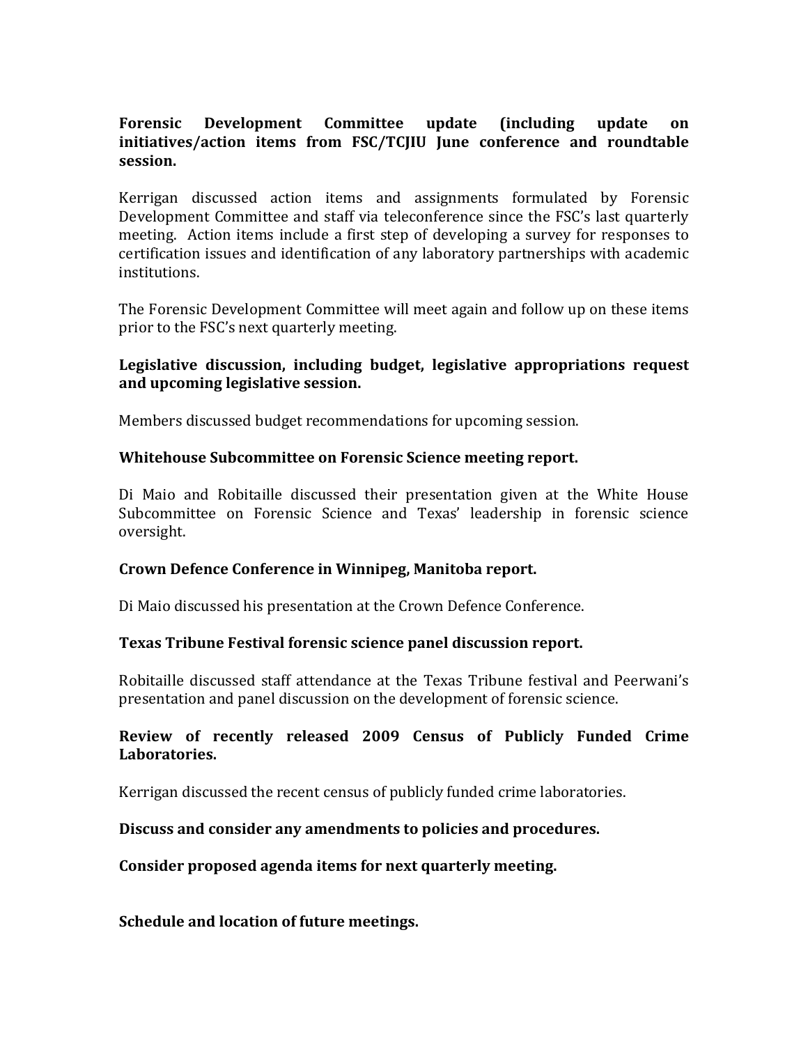**Forensic Development Committee update (including update on initiatives/action items from FSC/TCJIU June conference and roundtable session.**

Kerrigan discussed action items and assignments formulated by Forensic Development Committee and staff via teleconference since the FSC's last quarterly meeting. Action items include a first step of developing a survey for responses to certification issues and identification of any laboratory partnerships with academic institutions.

The Forensic Development Committee will meet again and follow up on these items prior to the FSC's next quarterly meeting.

**Legislative discussion, including budget, legislative appropriations request and upcoming legislative session.**

Members discussed budget recommendations for upcoming session.

**Whitehouse Subcommittee on Forensic Science meeting report.**

Di Maio and Robitaille discussed their presentation given at the White House Subcommittee on Forensic Science and Texas' leadership in forensic science oversight.

**Crown Defence Conference in Winnipeg, Manitoba report.**

Di Maio discussed his presentation at the Crown Defence Conference.

**Texas Tribune Festival forensic science panel discussion report.**

Robitaille discussed staff attendance at the Texas Tribune festival and Peerwani's presentation and panel discussion on the development of forensic science.

**Review of recently released 2009 Census of Publicly Funded Crime Laboratories.**

Kerrigan discussed the recent census of publicly funded crime laboratories.

**Discuss and consider any amendments to policies and procedures.**

**Consider proposed agenda items for next quarterly meeting.**

**Schedule and location of future meetings.**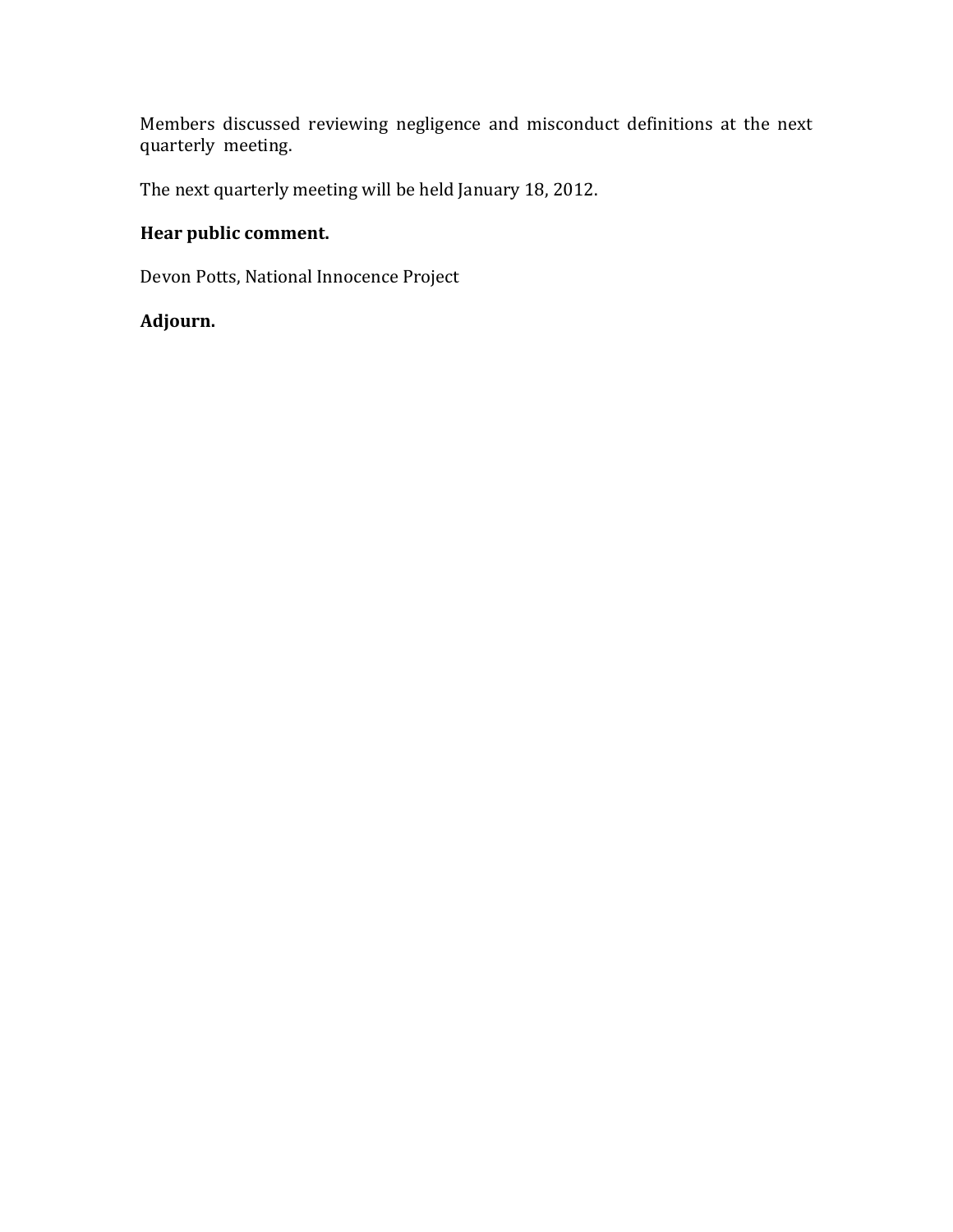Members discussed reviewing negligence and misconduct definitions at the next quarterly meeting.

The next quarterly meeting will be held January 18, 2012.

**Hear public comment.**

Devon Potts, National Innocence Project

**Adjourn.**